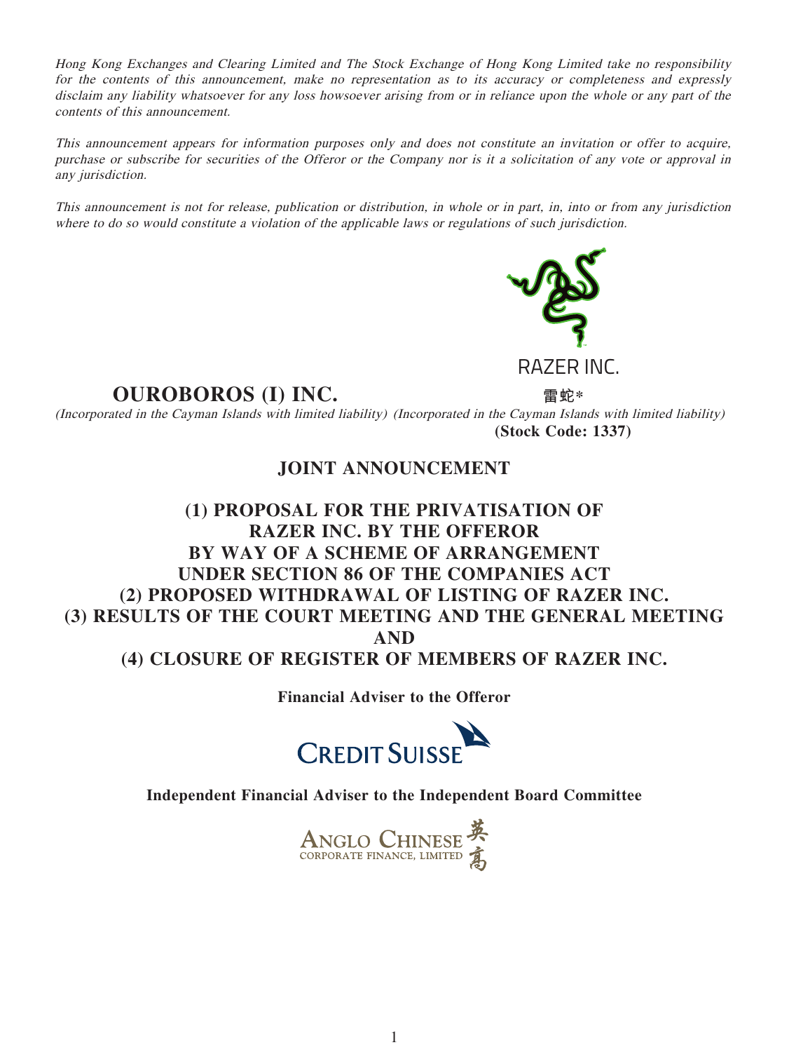*Hong Kong Exchanges and Clearing Limited and The Stock Exchange of Hong Kong Limited take no responsibility for the contents of this announcement, make no representation as to its accuracy or completeness and expressly disclaim any liability whatsoever for any loss howsoever arising from or in reliance upon the whole or any part of the contents of this announcement.*

*This announcement appears for information purposes only and does not constitute an invitation or offer to acquire, purchase or subscribe for securities of the Offeror or the Company nor is it a solicitation of any vote or approval in any jurisdiction.*

*This announcement is not for release, publication or distribution, in whole or in part, in, into or from any jurisdiction where to do so would constitute a violation of the applicable laws or regulations of such jurisdiction.*

**OUROBOROS (I) INC.**

*(Incorporated in the Cayman Islands with limited liability)*

RAZER INC.

**雷蛇***

*(Incorporated in the Cayman Islands with limited liability)*

**(Stock Code: 1337)**

# JOINT ANNOUNCEMENT

# (1) PROPOSAL FOR THE PRIVATISATION OF RAZER INC. BY THE OFFEROR BY WAY OF A SCHEME OF ARRANGEMENT UNDER SECTION 86 OF THE COMPANIES ACT
# (2) PROPOSED WITHDRAWAL OF LISTING OF RAZER INC.
# (3) RESULTS OF THE COURT MEETING AND THE GENERAL MEETING AND
# (4) CLOSURE OF REGISTER OF MEMBERS OF RAZER INC.

**Financial Adviser to the Offeror**

CREDIT SUISSE

**Independent Financial Adviser to the Independent Board Committee**

ANGLO CHINESE CORPORATE FINANCE, LIMITED 英高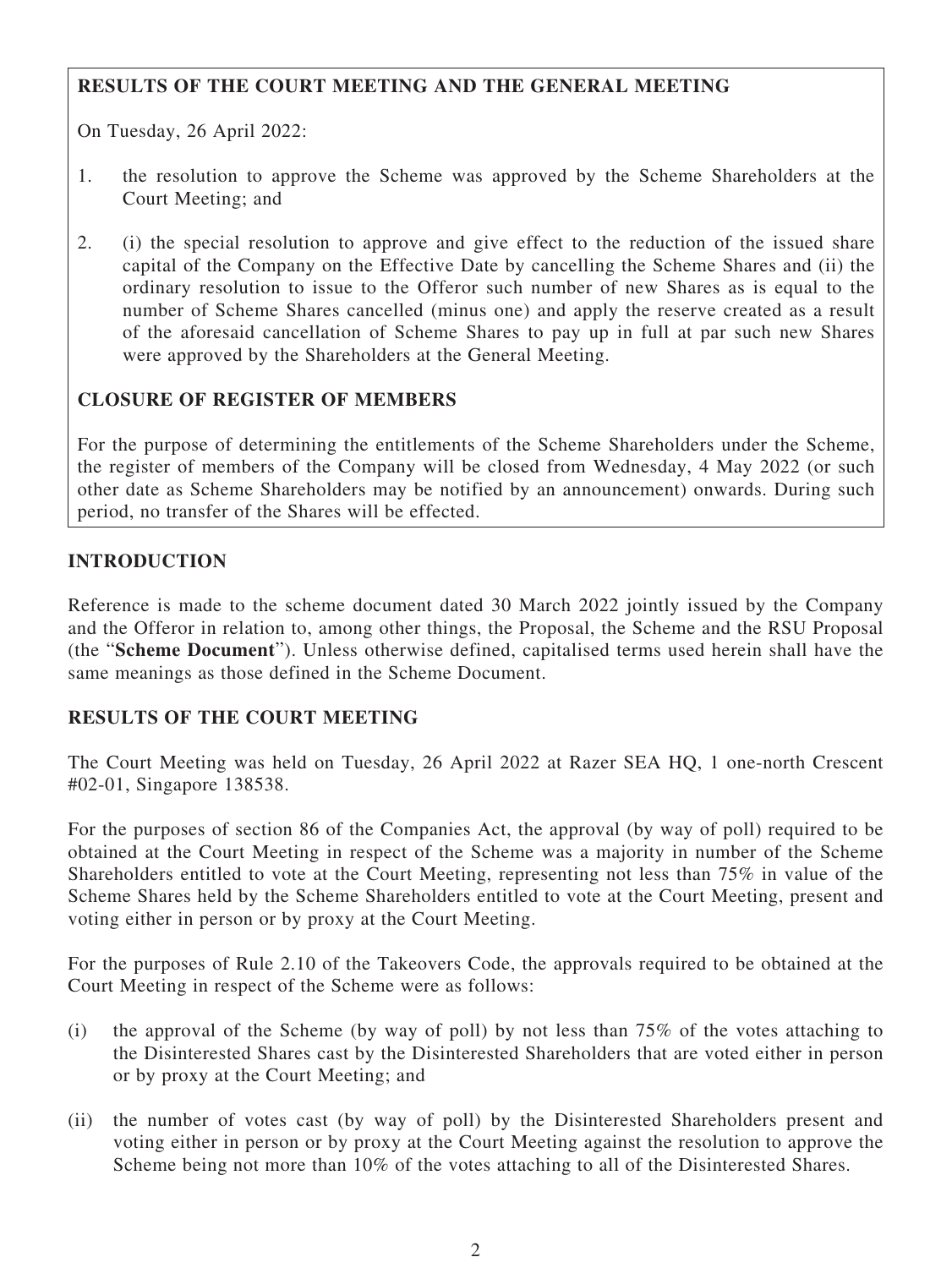## RESULTS OF THE COURT MEETING AND THE GENERAL MEETING

On Tuesday, 26 April 2022:

1. the resolution to approve the Scheme was approved by the Scheme Shareholders at the Court Meeting; and

2. (i) the special resolution to approve and give effect to the reduction of the issued share capital of the Company on the Effective Date by cancelling the Scheme Shares and (ii) the ordinary resolution to issue to the Offeror such number of new Shares as is equal to the number of Scheme Shares cancelled (minus one) and apply the reserve created as a result of the aforesaid cancellation of Scheme Shares to pay up in full at par such new Shares were approved by the Shareholders at the General Meeting.

## CLOSURE OF REGISTER OF MEMBERS

For the purpose of determining the entitlements of the Scheme Shareholders under the Scheme, the register of members of the Company will be closed from Wednesday, 4 May 2022 (or such other date as Scheme Shareholders may be notified by an announcement) onwards. During such period, no transfer of the Shares will be effected.

## INTRODUCTION

Reference is made to the scheme document dated 30 March 2022 jointly issued by the Company and the Offeror in relation to, among other things, the Proposal, the Scheme and the RSU Proposal (the "**Scheme Document**"). Unless otherwise defined, capitalised terms used herein shall have the same meanings as those defined in the Scheme Document.

## RESULTS OF THE COURT MEETING

The Court Meeting was held on Tuesday, 26 April 2022 at Razer SEA HQ, 1 one-north Crescent #02-01, Singapore 138538.

For the purposes of section 86 of the Companies Act, the approval (by way of poll) required to be obtained at the Court Meeting in respect of the Scheme was a majority in number of the Scheme Shareholders entitled to vote at the Court Meeting, representing not less than 75% in value of the Scheme Shares held by the Scheme Shareholders entitled to vote at the Court Meeting, present and voting either in person or by proxy at the Court Meeting.

For the purposes of Rule 2.10 of the Takeovers Code, the approvals required to be obtained at the Court Meeting in respect of the Scheme were as follows:

(i) the approval of the Scheme (by way of poll) by not less than 75% of the votes attaching to the Disinterested Shares cast by the Disinterested Shareholders that are voted either in person or by proxy at the Court Meeting; and

(ii) the number of votes cast (by way of poll) by the Disinterested Shareholders present and voting either in person or by proxy at the Court Meeting against the resolution to approve the Scheme being not more than 10% of the votes attaching to all of the Disinterested Shares.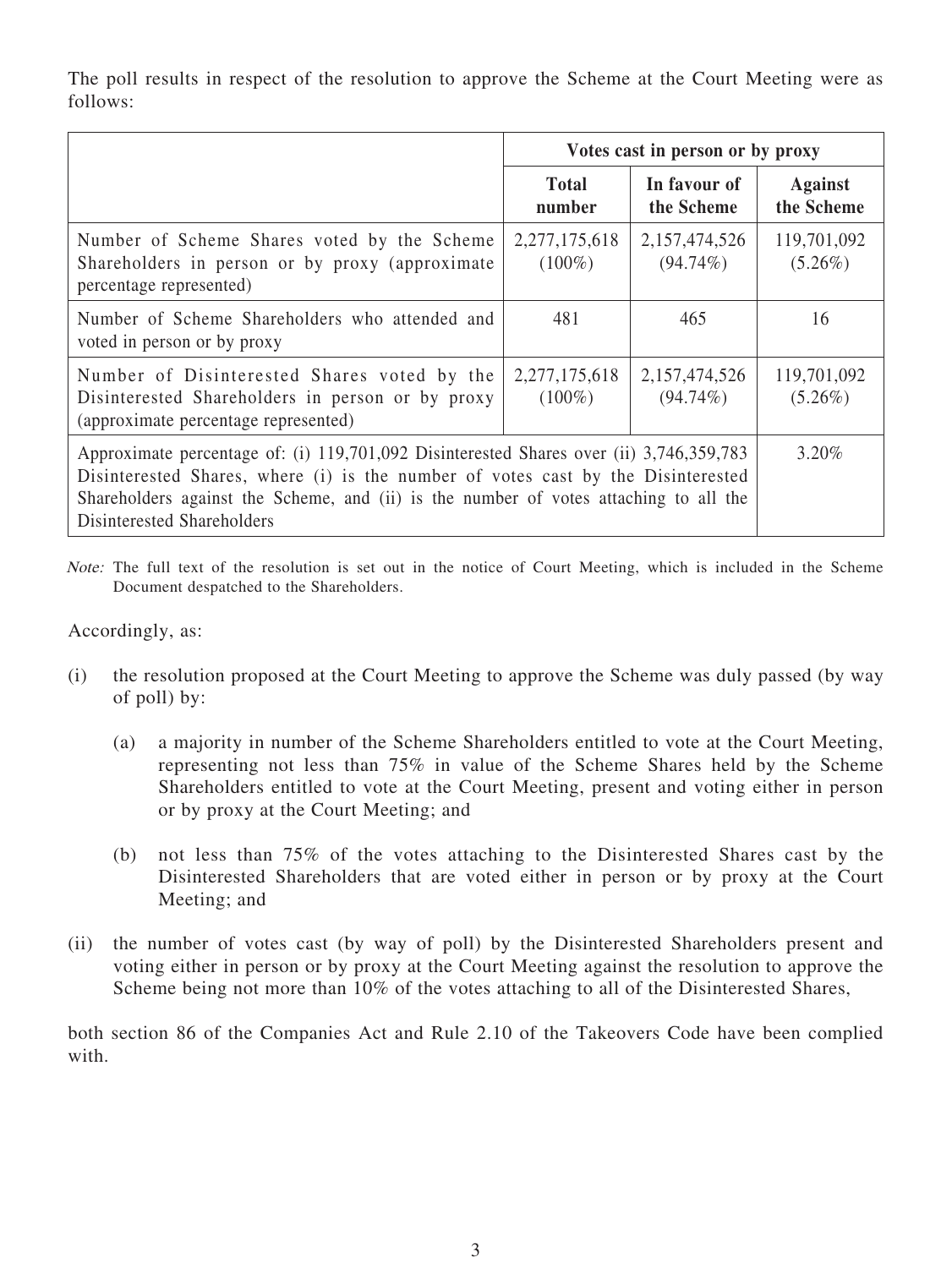The poll results in respect of the resolution to approve the Scheme at the Court Meeting were as follows:

| | Votes cast in person or by proxy | | |
|---|---|---|---|
| | **Total number** | **In favour of the Scheme** | **Against the Scheme** |
| Number of Scheme Shares voted by the Scheme Shareholders in person or by proxy (approximate percentage represented) | 2,277,175,618 (100%) | 2,157,474,526 (94.74%) | 119,701,092 (5.26%) |
| Number of Scheme Shareholders who attended and voted in person or by proxy | 481 | 465 | 16 |
| Number of Disinterested Shares voted by the Disinterested Shareholders in person or by proxy (approximate percentage represented) | 2,277,175,618 (100%) | 2,157,474,526 (94.74%) | 119,701,092 (5.26%) |
| Approximate percentage of: (i) 119,701,092 Disinterested Shares over (ii) 3,746,359,783 Disinterested Shares, where (i) is the number of votes cast by the Disinterested Shareholders against the Scheme, and (ii) is the number of votes attaching to all the Disinterested Shareholders | | | 3.20% |

*Note:* The full text of the resolution is set out in the notice of Court Meeting, which is included in the Scheme Document despatched to the Shareholders.

Accordingly, as:

(i) the resolution proposed at the Court Meeting to approve the Scheme was duly passed (by way of poll) by:

  (a) a majority in number of the Scheme Shareholders entitled to vote at the Court Meeting, representing not less than 75% in value of the Scheme Shares held by the Scheme Shareholders entitled to vote at the Court Meeting, present and voting either in person or by proxy at the Court Meeting; and

  (b) not less than 75% of the votes attaching to the Disinterested Shares cast by the Disinterested Shareholders that are voted either in person or by proxy at the Court Meeting; and

(ii) the number of votes cast (by way of poll) by the Disinterested Shareholders present and voting either in person or by proxy at the Court Meeting against the resolution to approve the Scheme being not more than 10% of the votes attaching to all of the Disinterested Shares,

both section 86 of the Companies Act and Rule 2.10 of the Takeovers Code have been complied with.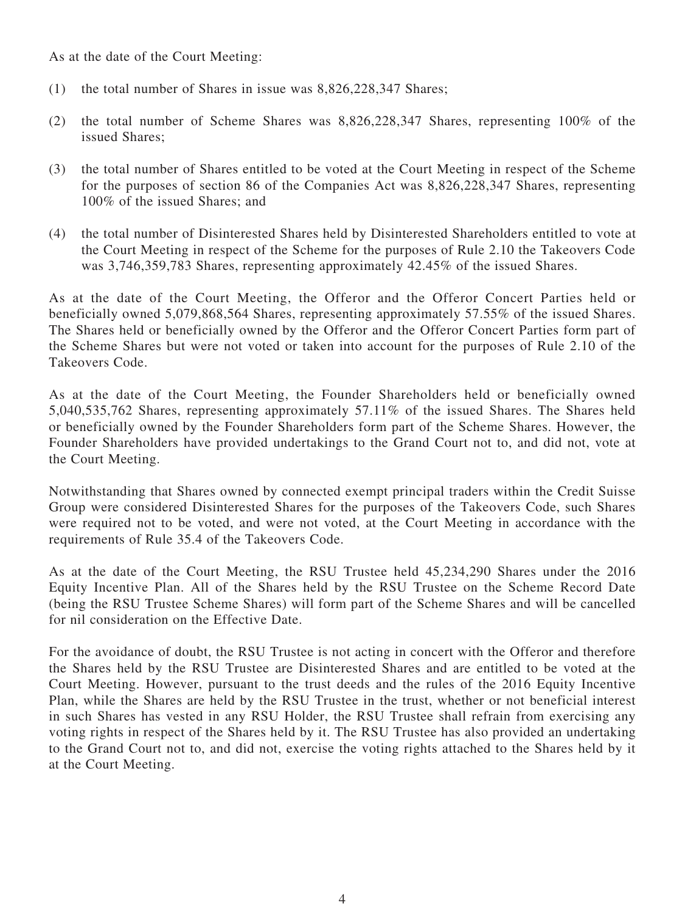As at the date of the Court Meeting:

(1) the total number of Shares in issue was 8,826,228,347 Shares;

(2) the total number of Scheme Shares was 8,826,228,347 Shares, representing 100% of the issued Shares;

(3) the total number of Shares entitled to be voted at the Court Meeting in respect of the Scheme for the purposes of section 86 of the Companies Act was 8,826,228,347 Shares, representing 100% of the issued Shares; and

(4) the total number of Disinterested Shares held by Disinterested Shareholders entitled to vote at the Court Meeting in respect of the Scheme for the purposes of Rule 2.10 the Takeovers Code was 3,746,359,783 Shares, representing approximately 42.45% of the issued Shares.

As at the date of the Court Meeting, the Offeror and the Offeror Concert Parties held or beneficially owned 5,079,868,564 Shares, representing approximately 57.55% of the issued Shares. The Shares held or beneficially owned by the Offeror and the Offeror Concert Parties form part of the Scheme Shares but were not voted or taken into account for the purposes of Rule 2.10 of the Takeovers Code.

As at the date of the Court Meeting, the Founder Shareholders held or beneficially owned 5,040,535,762 Shares, representing approximately 57.11% of the issued Shares. The Shares held or beneficially owned by the Founder Shareholders form part of the Scheme Shares. However, the Founder Shareholders have provided undertakings to the Grand Court not to, and did not, vote at the Court Meeting.

Notwithstanding that Shares owned by connected exempt principal traders within the Credit Suisse Group were considered Disinterested Shares for the purposes of the Takeovers Code, such Shares were required not to be voted, and were not voted, at the Court Meeting in accordance with the requirements of Rule 35.4 of the Takeovers Code.

As at the date of the Court Meeting, the RSU Trustee held 45,234,290 Shares under the 2016 Equity Incentive Plan. All of the Shares held by the RSU Trustee on the Scheme Record Date (being the RSU Trustee Scheme Shares) will form part of the Scheme Shares and will be cancelled for nil consideration on the Effective Date.

For the avoidance of doubt, the RSU Trustee is not acting in concert with the Offeror and therefore the Shares held by the RSU Trustee are Disinterested Shares and are entitled to be voted at the Court Meeting. However, pursuant to the trust deeds and the rules of the 2016 Equity Incentive Plan, while the Shares are held by the RSU Trustee in the trust, whether or not beneficial interest in such Shares has vested in any RSU Holder, the RSU Trustee shall refrain from exercising any voting rights in respect of the Shares held by it. The RSU Trustee has also provided an undertaking to the Grand Court not to, and did not, exercise the voting rights attached to the Shares held by it at the Court Meeting.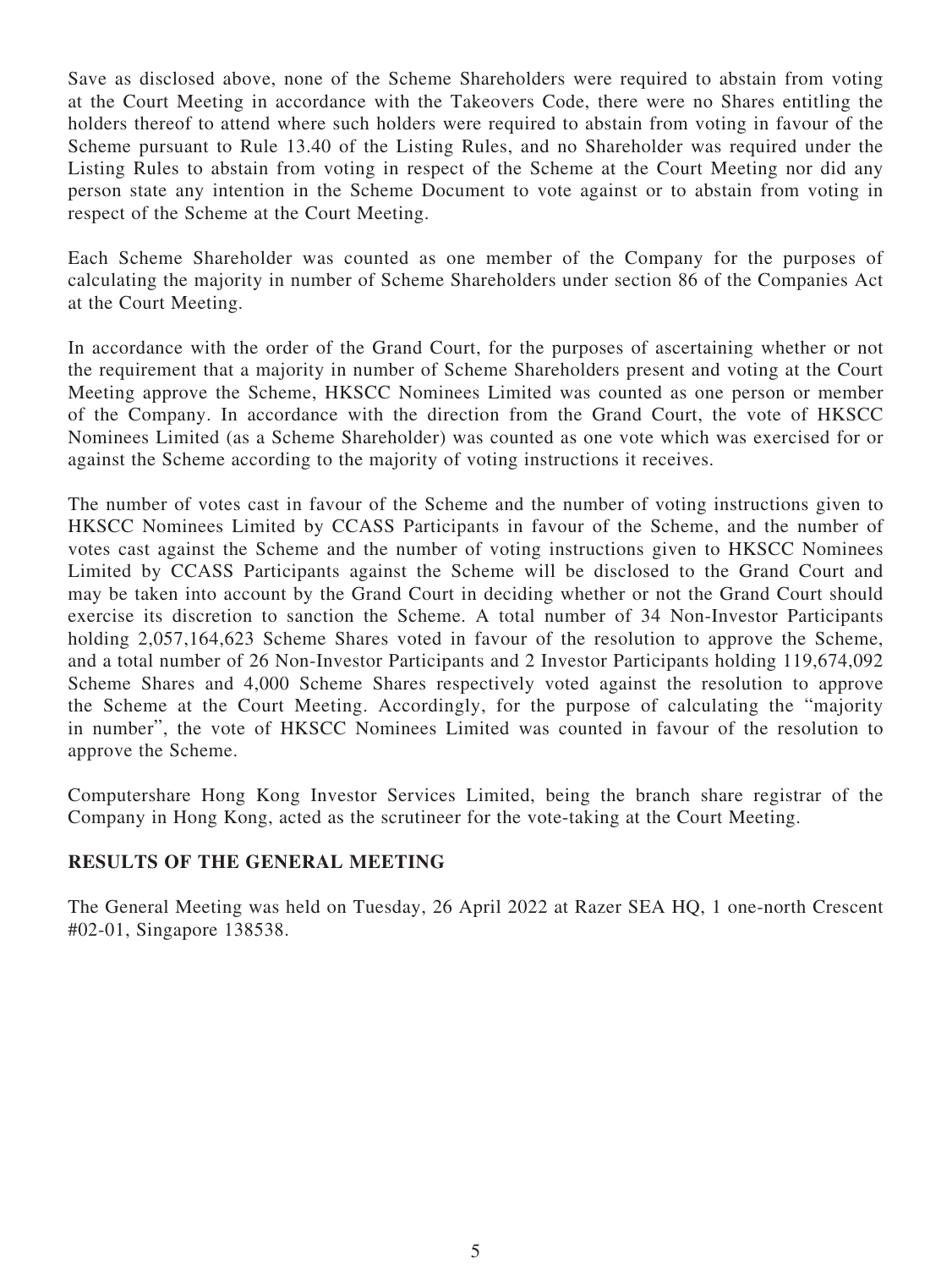Save as disclosed above, none of the Scheme Shareholders were required to abstain from voting at the Court Meeting in accordance with the Takeovers Code, there were no Shares entitling the holders thereof to attend where such holders were required to abstain from voting in favour of the Scheme pursuant to Rule 13.40 of the Listing Rules, and no Shareholder was required under the Listing Rules to abstain from voting in respect of the Scheme at the Court Meeting nor did any person state any intention in the Scheme Document to vote against or to abstain from voting in respect of the Scheme at the Court Meeting.

Each Scheme Shareholder was counted as one member of the Company for the purposes of calculating the majority in number of Scheme Shareholders under section 86 of the Companies Act at the Court Meeting.

In accordance with the order of the Grand Court, for the purposes of ascertaining whether or not the requirement that a majority in number of Scheme Shareholders present and voting at the Court Meeting approve the Scheme, HKSCC Nominees Limited was counted as one person or member of the Company. In accordance with the direction from the Grand Court, the vote of HKSCC Nominees Limited (as a Scheme Shareholder) was counted as one vote which was exercised for or against the Scheme according to the majority of voting instructions it receives.

The number of votes cast in favour of the Scheme and the number of voting instructions given to HKSCC Nominees Limited by CCASS Participants in favour of the Scheme, and the number of votes cast against the Scheme and the number of voting instructions given to HKSCC Nominees Limited by CCASS Participants against the Scheme will be disclosed to the Grand Court and may be taken into account by the Grand Court in deciding whether or not the Grand Court should exercise its discretion to sanction the Scheme. A total number of 34 Non-Investor Participants holding 2,057,164,623 Scheme Shares voted in favour of the resolution to approve the Scheme, and a total number of 26 Non-Investor Participants and 2 Investor Participants holding 119,674,092 Scheme Shares and 4,000 Scheme Shares respectively voted against the resolution to approve the Scheme at the Court Meeting. Accordingly, for the purpose of calculating the "majority in number", the vote of HKSCC Nominees Limited was counted in favour of the resolution to approve the Scheme.

Computershare Hong Kong Investor Services Limited, being the branch share registrar of the Company in Hong Kong, acted as the scrutineer for the vote-taking at the Court Meeting.

## RESULTS OF THE GENERAL MEETING

The General Meeting was held on Tuesday, 26 April 2022 at Razer SEA HQ, 1 one-north Crescent #02-01, Singapore 138538.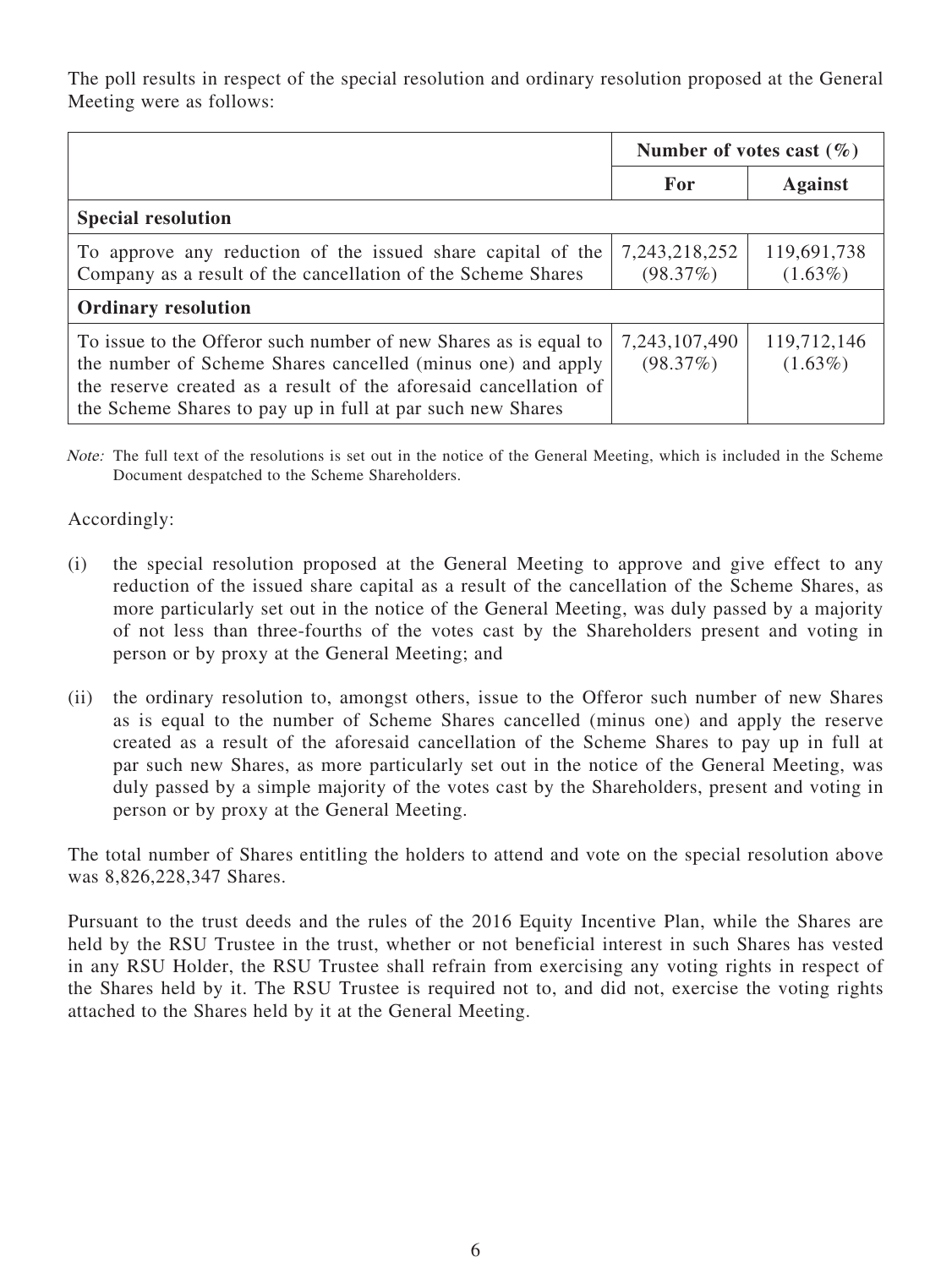The poll results in respect of the special resolution and ordinary resolution proposed at the General Meeting were as follows:

| | Number of votes cast (%) | |
|---|---|---|
| | **For** | **Against** |
| **Special resolution** | | |
| To approve any reduction of the issued share capital of the Company as a result of the cancellation of the Scheme Shares | 7,243,218,252 (98.37%) | 119,691,738 (1.63%) |
| **Ordinary resolution** | | |
| To issue to the Offeror such number of new Shares as is equal to the number of Scheme Shares cancelled (minus one) and apply the reserve created as a result of the aforesaid cancellation of the Scheme Shares to pay up in full at par such new Shares | 7,243,107,490 (98.37%) | 119,712,146 (1.63%) |

*Note:* The full text of the resolutions is set out in the notice of the General Meeting, which is included in the Scheme Document despatched to the Scheme Shareholders.

Accordingly:

(i) the special resolution proposed at the General Meeting to approve and give effect to any reduction of the issued share capital as a result of the cancellation of the Scheme Shares, as more particularly set out in the notice of the General Meeting, was duly passed by a majority of not less than three-fourths of the votes cast by the Shareholders present and voting in person or by proxy at the General Meeting; and

(ii) the ordinary resolution to, amongst others, issue to the Offeror such number of new Shares as is equal to the number of Scheme Shares cancelled (minus one) and apply the reserve created as a result of the aforesaid cancellation of the Scheme Shares to pay up in full at par such new Shares, as more particularly set out in the notice of the General Meeting, was duly passed by a simple majority of the votes cast by the Shareholders, present and voting in person or by proxy at the General Meeting.

The total number of Shares entitling the holders to attend and vote on the special resolution above was 8,826,228,347 Shares.

Pursuant to the trust deeds and the rules of the 2016 Equity Incentive Plan, while the Shares are held by the RSU Trustee in the trust, whether or not beneficial interest in such Shares has vested in any RSU Holder, the RSU Trustee shall refrain from exercising any voting rights in respect of the Shares held by it. The RSU Trustee is required not to, and did not, exercise the voting rights attached to the Shares held by it at the General Meeting.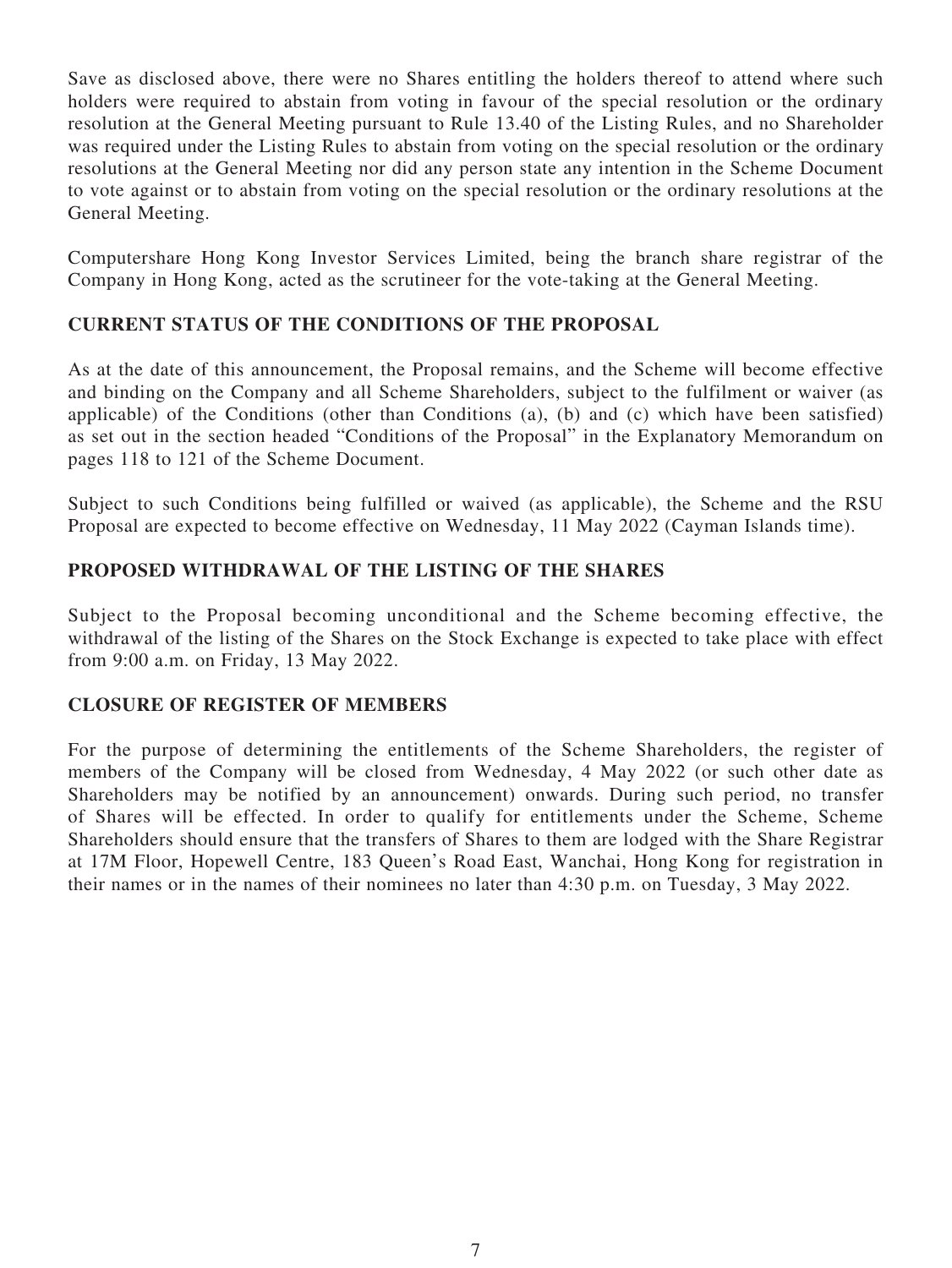Save as disclosed above, there were no Shares entitling the holders thereof to attend where such holders were required to abstain from voting in favour of the special resolution or the ordinary resolution at the General Meeting pursuant to Rule 13.40 of the Listing Rules, and no Shareholder was required under the Listing Rules to abstain from voting on the special resolution or the ordinary resolutions at the General Meeting nor did any person state any intention in the Scheme Document to vote against or to abstain from voting on the special resolution or the ordinary resolutions at the General Meeting.

Computershare Hong Kong Investor Services Limited, being the branch share registrar of the Company in Hong Kong, acted as the scrutineer for the vote-taking at the General Meeting.

## CURRENT STATUS OF THE CONDITIONS OF THE PROPOSAL

As at the date of this announcement, the Proposal remains, and the Scheme will become effective and binding on the Company and all Scheme Shareholders, subject to the fulfilment or waiver (as applicable) of the Conditions (other than Conditions (a), (b) and (c) which have been satisfied) as set out in the section headed "Conditions of the Proposal" in the Explanatory Memorandum on pages 118 to 121 of the Scheme Document.

Subject to such Conditions being fulfilled or waived (as applicable), the Scheme and the RSU Proposal are expected to become effective on Wednesday, 11 May 2022 (Cayman Islands time).

## PROPOSED WITHDRAWAL OF THE LISTING OF THE SHARES

Subject to the Proposal becoming unconditional and the Scheme becoming effective, the withdrawal of the listing of the Shares on the Stock Exchange is expected to take place with effect from 9:00 a.m. on Friday, 13 May 2022.

## CLOSURE OF REGISTER OF MEMBERS

For the purpose of determining the entitlements of the Scheme Shareholders, the register of members of the Company will be closed from Wednesday, 4 May 2022 (or such other date as Shareholders may be notified by an announcement) onwards. During such period, no transfer of Shares will be effected. In order to qualify for entitlements under the Scheme, Scheme Shareholders should ensure that the transfers of Shares to them are lodged with the Share Registrar at 17M Floor, Hopewell Centre, 183 Queen's Road East, Wanchai, Hong Kong for registration in their names or in the names of their nominees no later than 4:30 p.m. on Tuesday, 3 May 2022.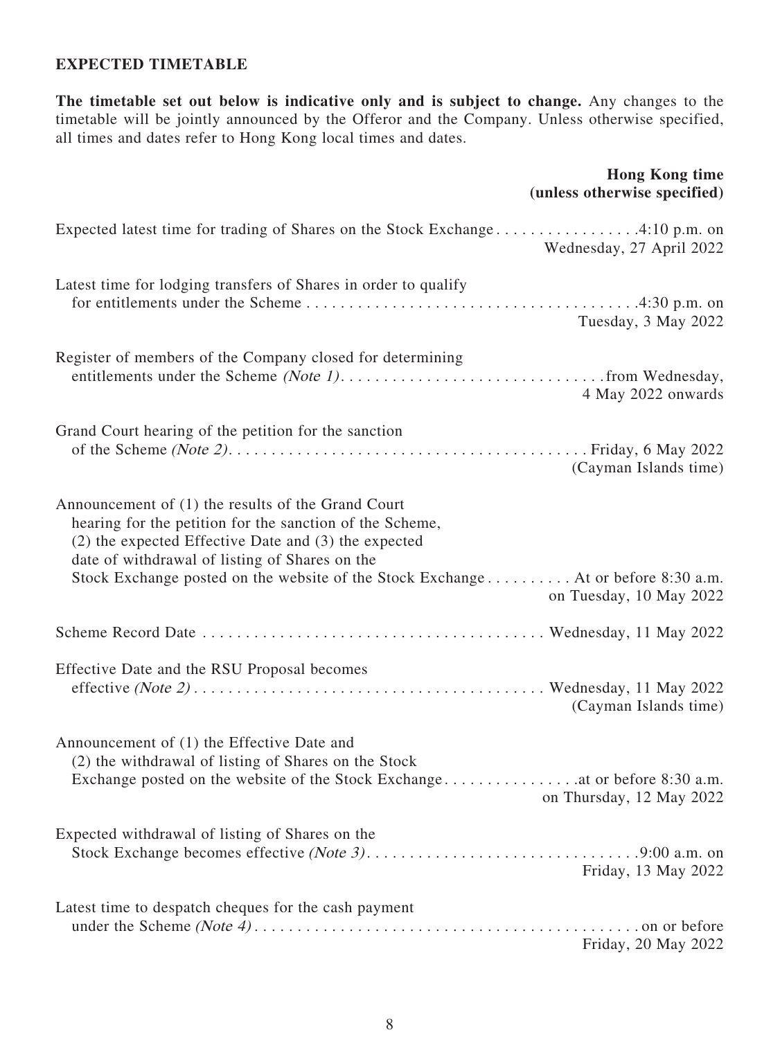**EXPECTED TIMETABLE**

**The timetable set out below is indicative only and is subject to change.** Any changes to the timetable will be jointly announced by the Offeror and the Company. Unless otherwise specified, all times and dates refer to Hong Kong local times and dates.

| | **Hong Kong time (unless otherwise specified)** |
|---|---|
| Expected latest time for trading of Shares on the Stock Exchange | 4:10 p.m. on Wednesday, 27 April 2022 |
| Latest time for lodging transfers of Shares in order to qualify for entitlements under the Scheme | 4:30 p.m. on Tuesday, 3 May 2022 |
| Register of members of the Company closed for determining entitlements under the Scheme *(Note 1)* | from Wednesday, 4 May 2022 onwards |
| Grand Court hearing of the petition for the sanction of the Scheme *(Note 2)* | Friday, 6 May 2022 (Cayman Islands time) |
| Announcement of (1) the results of the Grand Court hearing for the petition for the sanction of the Scheme, (2) the expected Effective Date and (3) the expected date of withdrawal of listing of Shares on the Stock Exchange posted on the website of the Stock Exchange | At or before 8:30 a.m. on Tuesday, 10 May 2022 |
| Scheme Record Date | Wednesday, 11 May 2022 |
| Effective Date and the RSU Proposal becomes effective *(Note 2)* | Wednesday, 11 May 2022 (Cayman Islands time) |
| Announcement of (1) the Effective Date and (2) the withdrawal of listing of Shares on the Stock Exchange posted on the website of the Stock Exchange | at or before 8:30 a.m. on Thursday, 12 May 2022 |
| Expected withdrawal of listing of Shares on the Stock Exchange becomes effective *(Note 3)* | 9:00 a.m. on Friday, 13 May 2022 |
| Latest time to despatch cheques for the cash payment under the Scheme *(Note 4)* | on or before Friday, 20 May 2022 |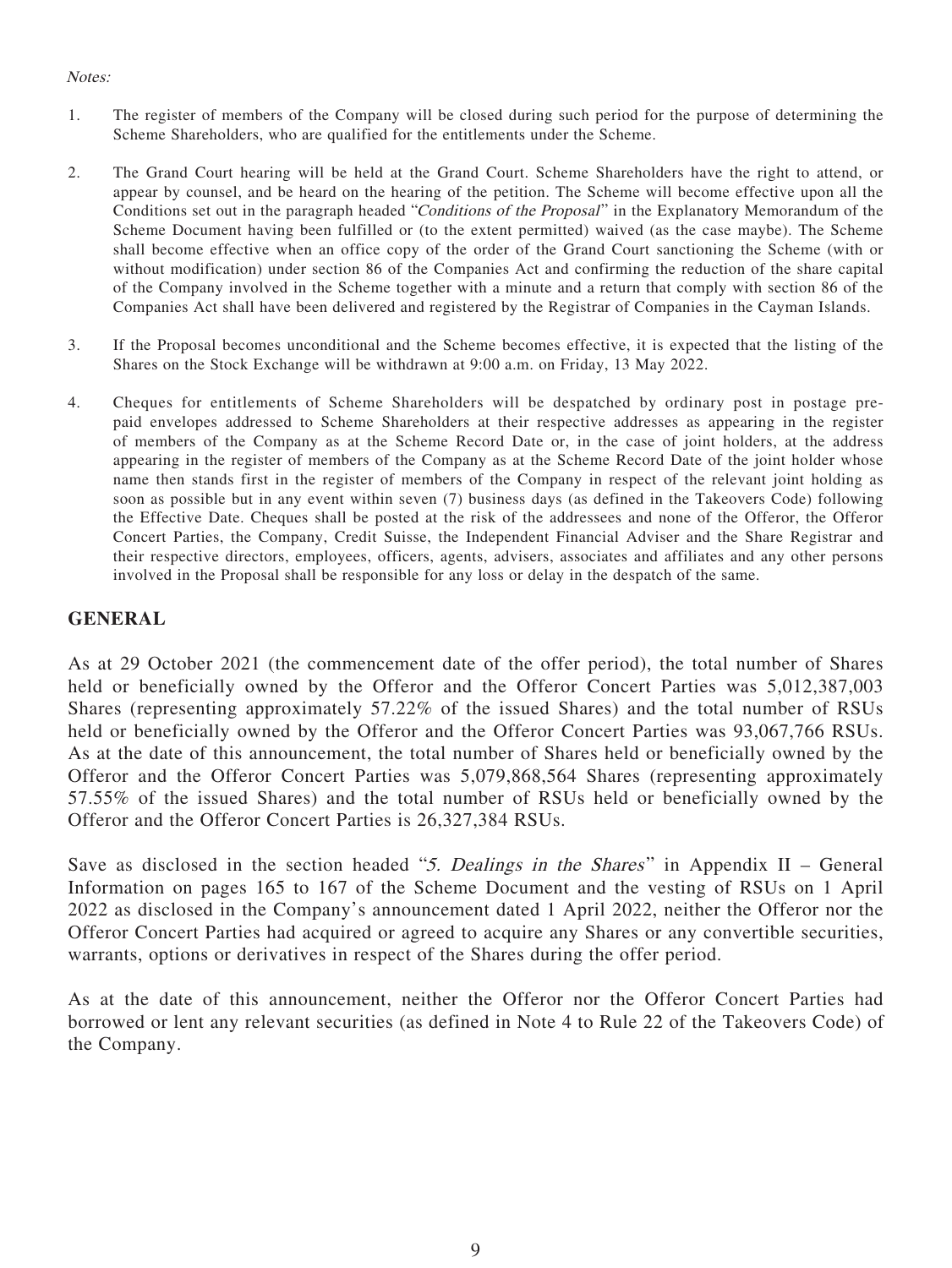*Notes:*

1. The register of members of the Company will be closed during such period for the purpose of determining the Scheme Shareholders, who are qualified for the entitlements under the Scheme.

2. The Grand Court hearing will be held at the Grand Court. Scheme Shareholders have the right to attend, or appear by counsel, and be heard on the hearing of the petition. The Scheme will become effective upon all the Conditions set out in the paragraph headed "*Conditions of the Proposal*" in the Explanatory Memorandum of the Scheme Document having been fulfilled or (to the extent permitted) waived (as the case maybe). The Scheme shall become effective when an office copy of the order of the Grand Court sanctioning the Scheme (with or without modification) under section 86 of the Companies Act and confirming the reduction of the share capital of the Company involved in the Scheme together with a minute and a return that comply with section 86 of the Companies Act shall have been delivered and registered by the Registrar of Companies in the Cayman Islands.

3. If the Proposal becomes unconditional and the Scheme becomes effective, it is expected that the listing of the Shares on the Stock Exchange will be withdrawn at 9:00 a.m. on Friday, 13 May 2022.

4. Cheques for entitlements of Scheme Shareholders will be despatched by ordinary post in postage pre-paid envelopes addressed to Scheme Shareholders at their respective addresses as appearing in the register of members of the Company as at the Scheme Record Date or, in the case of joint holders, at the address appearing in the register of members of the Company as at the Scheme Record Date of the joint holder whose name then stands first in the register of members of the Company in respect of the relevant joint holding as soon as possible but in any event within seven (7) business days (as defined in the Takeovers Code) following the Effective Date. Cheques shall be posted at the risk of the addressees and none of the Offeror, the Offeror Concert Parties, the Company, Credit Suisse, the Independent Financial Adviser and the Share Registrar and their respective directors, employees, officers, agents, advisers, associates and affiliates and any other persons involved in the Proposal shall be responsible for any loss or delay in the despatch of the same.

## GENERAL

As at 29 October 2021 (the commencement date of the offer period), the total number of Shares held or beneficially owned by the Offeror and the Offeror Concert Parties was 5,012,387,003 Shares (representing approximately 57.22% of the issued Shares) and the total number of RSUs held or beneficially owned by the Offeror and the Offeror Concert Parties was 93,067,766 RSUs. As at the date of this announcement, the total number of Shares held or beneficially owned by the Offeror and the Offeror Concert Parties was 5,079,868,564 Shares (representing approximately 57.55% of the issued Shares) and the total number of RSUs held or beneficially owned by the Offeror and the Offeror Concert Parties is 26,327,384 RSUs.

Save as disclosed in the section headed "*5. Dealings in the Shares*" in Appendix II – General Information on pages 165 to 167 of the Scheme Document and the vesting of RSUs on 1 April 2022 as disclosed in the Company's announcement dated 1 April 2022, neither the Offeror nor the Offeror Concert Parties had acquired or agreed to acquire any Shares or any convertible securities, warrants, options or derivatives in respect of the Shares during the offer period.

As at the date of this announcement, neither the Offeror nor the Offeror Concert Parties had borrowed or lent any relevant securities (as defined in Note 4 to Rule 22 of the Takeovers Code) of the Company.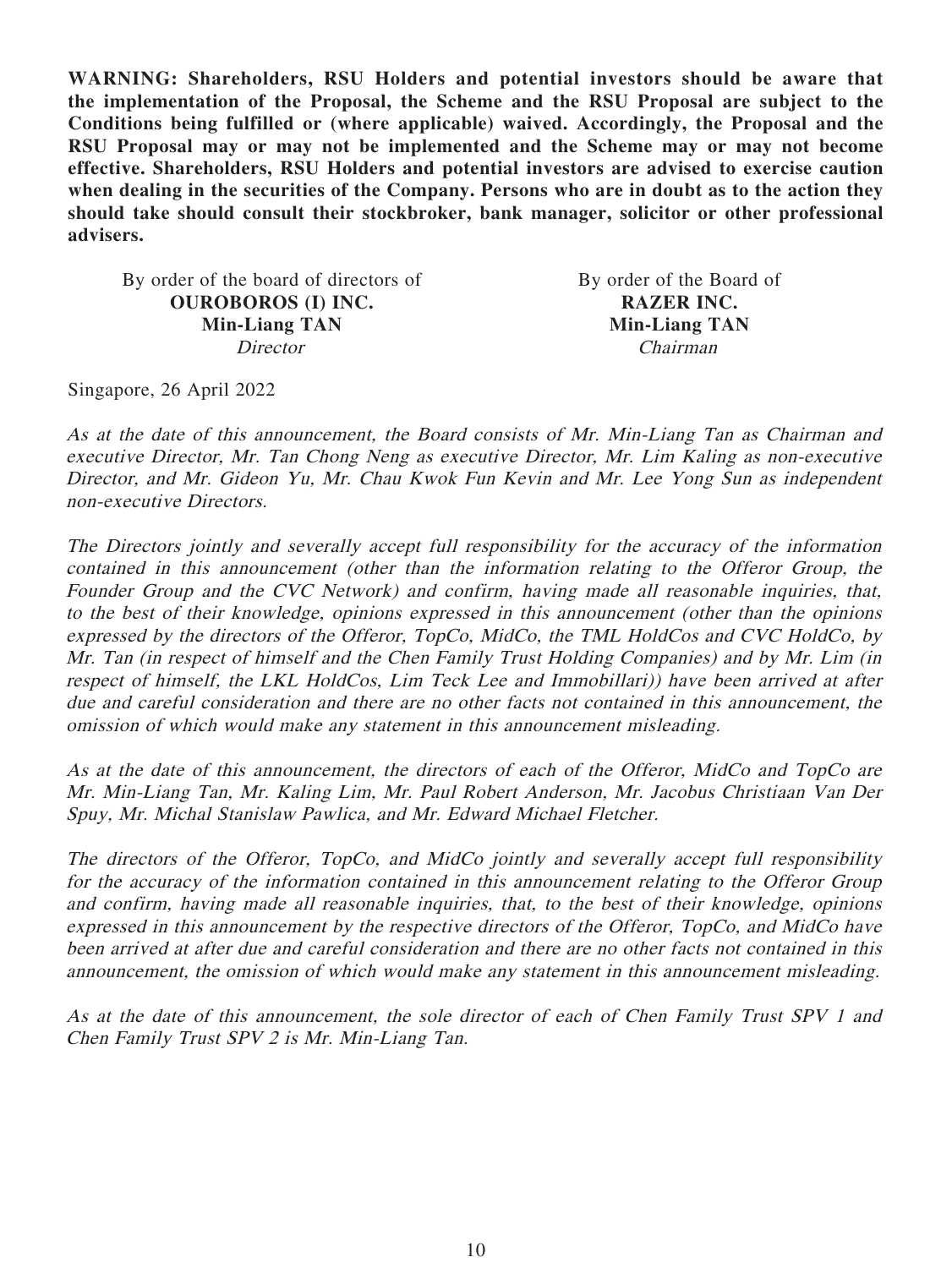**WARNING: Shareholders, RSU Holders and potential investors should be aware that the implementation of the Proposal, the Scheme and the RSU Proposal are subject to the Conditions being fulfilled or (where applicable) waived. Accordingly, the Proposal and the RSU Proposal may or may not be implemented and the Scheme may or may not become effective. Shareholders, RSU Holders and potential investors are advised to exercise caution when dealing in the securities of the Company. Persons who are in doubt as to the action they should take should consult their stockbroker, bank manager, solicitor or other professional advisers.**

By order of the board of directors of
**OUROBOROS (I) INC.**
**Min-Liang TAN**
*Director*

By order of the Board of
**RAZER INC.**
**Min-Liang TAN**
*Chairman*

Singapore, 26 April 2022

*As at the date of this announcement, the Board consists of Mr. Min-Liang Tan as Chairman and executive Director, Mr. Tan Chong Neng as executive Director, Mr. Lim Kaling as non-executive Director, and Mr. Gideon Yu, Mr. Chau Kwok Fun Kevin and Mr. Lee Yong Sun as independent non-executive Directors.*

*The Directors jointly and severally accept full responsibility for the accuracy of the information contained in this announcement (other than the information relating to the Offeror Group, the Founder Group and the CVC Network) and confirm, having made all reasonable inquiries, that, to the best of their knowledge, opinions expressed in this announcement (other than the opinions expressed by the directors of the Offeror, TopCo, MidCo, the TML HoldCos and CVC HoldCo, by Mr. Tan (in respect of himself and the Chen Family Trust Holding Companies) and by Mr. Lim (in respect of himself, the LKL HoldCos, Lim Teck Lee and Immobillari)) have been arrived at after due and careful consideration and there are no other facts not contained in this announcement, the omission of which would make any statement in this announcement misleading.*

*As at the date of this announcement, the directors of each of the Offeror, MidCo and TopCo are Mr. Min-Liang Tan, Mr. Kaling Lim, Mr. Paul Robert Anderson, Mr. Jacobus Christiaan Van Der Spuy, Mr. Michal Stanislaw Pawlica, and Mr. Edward Michael Fletcher.*

*The directors of the Offeror, TopCo, and MidCo jointly and severally accept full responsibility for the accuracy of the information contained in this announcement relating to the Offeror Group and confirm, having made all reasonable inquiries, that, to the best of their knowledge, opinions expressed in this announcement by the respective directors of the Offeror, TopCo, and MidCo have been arrived at after due and careful consideration and there are no other facts not contained in this announcement, the omission of which would make any statement in this announcement misleading.*

*As at the date of this announcement, the sole director of each of Chen Family Trust SPV 1 and Chen Family Trust SPV 2 is Mr. Min-Liang Tan.*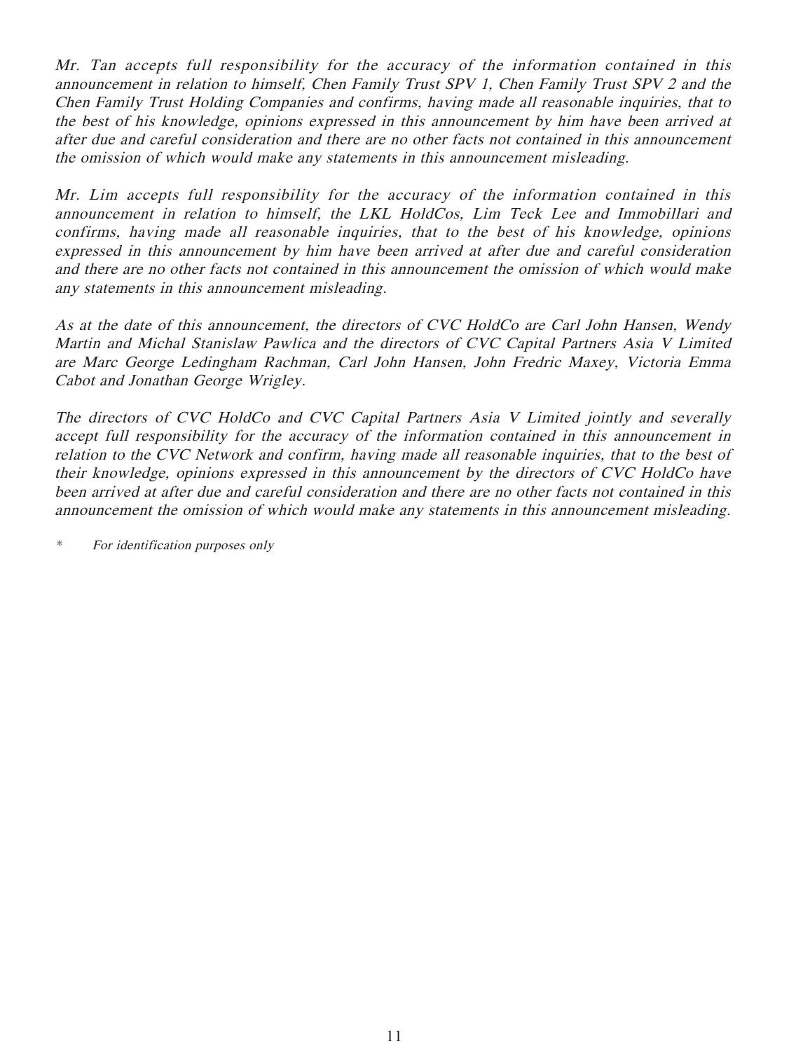*Mr. Tan accepts full responsibility for the accuracy of the information contained in this announcement in relation to himself, Chen Family Trust SPV 1, Chen Family Trust SPV 2 and the Chen Family Trust Holding Companies and confirms, having made all reasonable inquiries, that to the best of his knowledge, opinions expressed in this announcement by him have been arrived at after due and careful consideration and there are no other facts not contained in this announcement the omission of which would make any statements in this announcement misleading.*

*Mr. Lim accepts full responsibility for the accuracy of the information contained in this announcement in relation to himself, the LKL HoldCos, Lim Teck Lee and Immobillari and confirms, having made all reasonable inquiries, that to the best of his knowledge, opinions expressed in this announcement by him have been arrived at after due and careful consideration and there are no other facts not contained in this announcement the omission of which would make any statements in this announcement misleading.*

*As at the date of this announcement, the directors of CVC HoldCo are Carl John Hansen, Wendy Martin and Michal Stanislaw Pawlica and the directors of CVC Capital Partners Asia V Limited are Marc George Ledingham Rachman, Carl John Hansen, John Fredric Maxey, Victoria Emma Cabot and Jonathan George Wrigley.*

*The directors of CVC HoldCo and CVC Capital Partners Asia V Limited jointly and severally accept full responsibility for the accuracy of the information contained in this announcement in relation to the CVC Network and confirm, having made all reasonable inquiries, that to the best of their knowledge, opinions expressed in this announcement by the directors of CVC HoldCo have been arrived at after due and careful consideration and there are no other facts not contained in this announcement the omission of which would make any statements in this announcement misleading.*

\* *For identification purposes only*